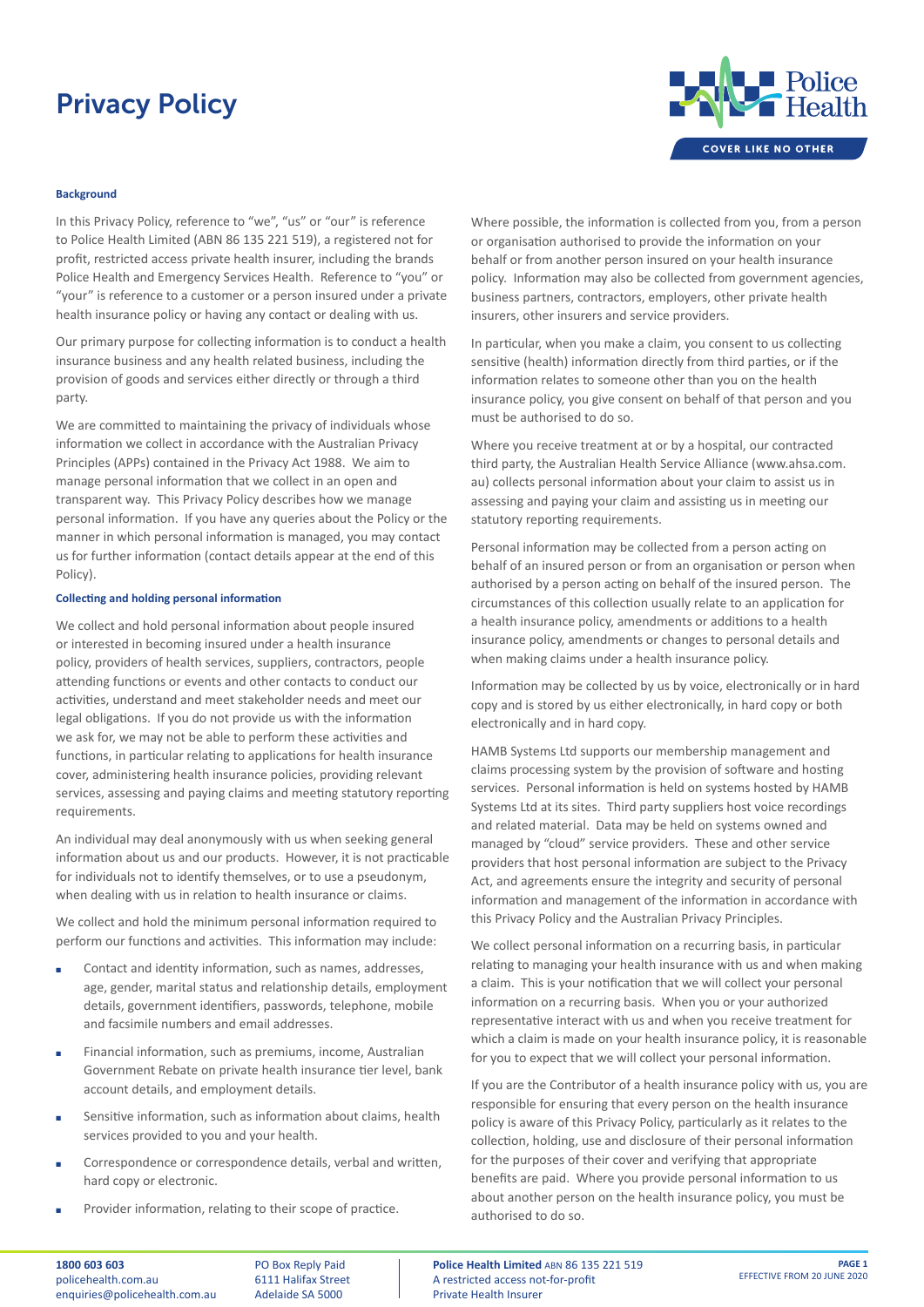# Privacy Policy

### Background

In this Privacy Policy, reference to "we", "us" or "our" is reference to Police Health Limited (ABN 86 135 221 519), a registered not for profit, restricted access private health insurer, including the brands Police Health and Emergency Services Health. Reference to "you" or "your" is reference to a customer or a person insured under a private health insurance policy or having any contact or dealing with us.

Our primary purpose for collecting information is to conduct a health insurance business and any health related business, including the provision of goods and services either directly or through a third party.

We are committed to maintaining the privacy of individuals whose information we collect in accordance with the Australian Privacy Principles (APPs) contained in the Privacy Act 1988. We aim to manage personal information that we collect in an open and transparent way. This Privacy Policy describes how we manage personal information. If you have any queries about the Policy or the manner in which personal information is managed, you may contact us for further information (contact details appear at the end of this Policy).

### Collecting and holding personal information

We collect and hold personal information about people insured or interested in becoming insured under a health insurance policy, providers of health services, suppliers, contractors, people attending functions or events and other contacts to conduct our activities, understand and meet stakeholder needs and meet our legal obligations. If you do not provide us with the information we ask for, we may not be able to perform these activities and functions, in particular relating to applications for health insurance cover, administering health insurance policies, providing relevant services, assessing and paying claims and meeting statutory reporting requirements.

An individual may deal anonymously with us when seeking general information about us and our products. However, it is not practicable for individuals not to identify themselves, or to use a pseudonym, when dealing with us in relation to health insurance or claims.

We collect and hold the minimum personal information required to perform our functions and activities. This information may include:

- Contact and identity information, such as names, addresses, age, gender, marital status and relationship details, employment details, government identifiers, passwords, telephone, mobile and facsimile numbers and email addresses.
- Financial information, such as premiums, income, Australian Government Rebate on private health insurance tier level, bank account details, and employment details.
- Sensitive information, such as information about claims, health services provided to you and your health.
- Correspondence or correspondence details, verbal and written, hard copy or electronic.
- Provider information, relating to their scope of practice.

Where possible, the information is collected from you, from a person or organisation authorised to provide the information on your behalf or from another person insured on your health insurance policy. Information may also be collected from government agencies, business partners, contractors, employers, other private health insurers, other insurers and service providers.

In particular, when you make a claim, you consent to us collecting sensitive (health) information directly from third parties, or if the information relates to someone other than you on the health insurance policy, you give consent on behalf of that person and you must be authorised to do so.

Where you receive treatment at or by a hospital, our contracted third party, the Australian Health Service Alliance (www.ahsa.com.au) collects personal information about your claim to assist us in assessing and paying your claim and assisting us in meeting our statutory reporting requirements.

Personal information may be collected from a person acting on behalf of an insured person or from an organisation or person when authorised by a person acting on behalf of the insured person. The circumstances of this collection usually relate to an application for a health insurance policy, amendments or additions to a health insurance policy, amendments or changes to personal details and when making claims under a health insurance policy.

Information may be collected by us by voice, electronically or in hard copy and is stored by us either electronically, in hard copy or both electronically and in hard copy.

HAMB Systems Ltd supports our membership management and claims processing system by the provision of software and hosting services. Personal information is held on systems hosted by HAMB Systems Ltd at its sites. Third party suppliers host voice recordings and related material. Data may be held on systems owned and managed by "cloud" service providers. These and other service providers that host personal information are subject to the Privacy Act, and agreements ensure the integrity and security of personal information and management of the information in accordance with this Privacy Policy and the Australian Privacy Principles.

We collect personal information on a recurring basis, in particular relating to managing your health insurance with us and when making a claim. This is your notification that we will collect your personal information on a recurring basis. When you or your authorized representative interact with us and when you receive treatment for which a claim is made on your health insurance policy, it is reasonable for you to expect that we will collect your personal information.

If you are the Contributor of a health insurance policy with us, you are responsible for ensuring that every person on the health insurance policy is aware of this Privacy Policy, particularly as it relates to the collection, holding, use and disclosure of their personal information for the purposes of their cover and verifying that appropriate benefits are paid. Where you provide personal information to us about another person on the health insurance policy, you must be authorised to do so.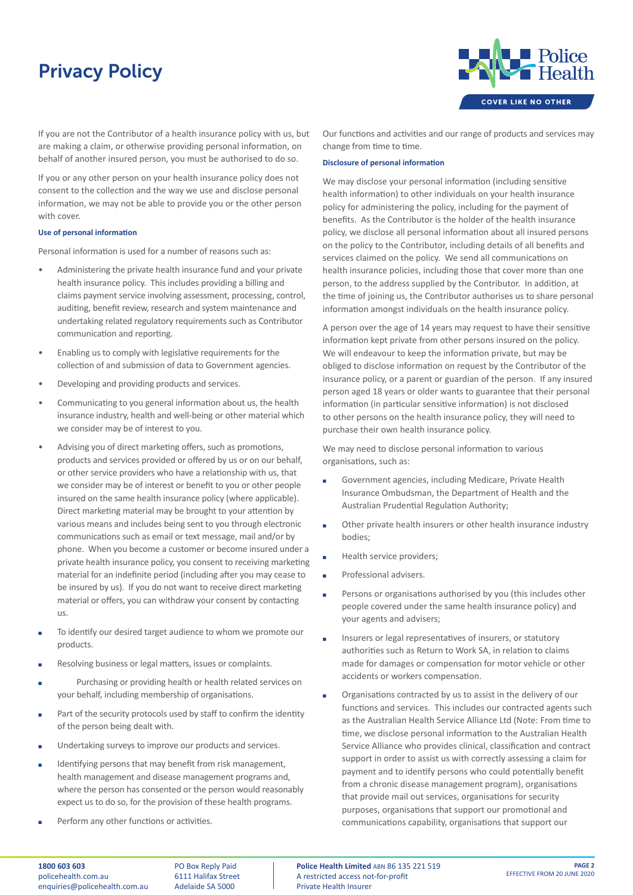# Privacy Policy

If you are not the Contributor of a health insurance policy with us, but are making a claim, or otherwise providing personal information, on behalf of another insured person, you must be authorised to do so.

If you or any other person on your health insurance policy does not consent to the collection and the way we use and disclose personal information, we may not be able to provide you or the other person with cover.

**Use of personal information**

Personal information is used for a number of reasons such as:

- Administering the private health insurance fund and your private health insurance policy. This includes providing a billing and claims payment service involving assessment, processing, control, auditing, benefit review, research and system maintenance and undertaking related regulatory requirements such as Contributor communication and reporting.
- Enabling us to comply with legislative requirements for the collection of and submission of data to Government agencies.
- Developing and providing products and services.
- Communicating to you general information about us, the health insurance industry, health and well-being or other material which we consider may be of interest to you.
- Advising you of direct marketing offers, such as promotions, products and services provided or offered by us or on our behalf, or other service providers who have a relationship with us, that we consider may be of interest or benefit to you or other people insured on the same health insurance policy (where applicable). Direct marketing material may be brought to your attention by various means and includes being sent to you through electronic communications such as email or text message, mail and/or by phone. When you become a customer or become insured under a private health insurance policy, you consent to receiving marketing material for an indefinite period (including after you may cease to be insured by us). If you do not want to receive direct marketing material or offers, you can withdraw your consent by contacting us.
- To identify our desired target audience to whom we promote our products.
- Resolving business or legal matters, issues or complaints.
- Purchasing or providing health or health related services on your behalf, including membership of organisations.
- Part of the security protocols used by staff to confirm the identity of the person being dealt with.
- Undertaking surveys to improve our products and services.
- Identifying persons that may benefit from risk management, health management and disease management programs and, where the person has consented or the person would reasonably expect us to do so, for the provision of these health programs.
- Perform any other functions or activities.

Our functions and activities and our range of products and services may change from time to time.

**Disclosure of personal information**

We may disclose your personal information (including sensitive health information) to other individuals on your health insurance policy for administering the policy, including for the payment of benefits. As the Contributor is the holder of the health insurance policy, we disclose all personal information about all insured persons on the policy to the Contributor, including details of all benefits and services claimed on the policy. We send all communications on health insurance policies, including those that cover more than one person, to the address supplied by the Contributor. In addition, at the time of joining us, the Contributor authorises us to share personal information amongst individuals on the health insurance policy.

A person over the age of 14 years may request to have their sensitive information kept private from other persons insured on the policy. We will endeavour to keep the information private, but may be obliged to disclose information on request by the Contributor of the insurance policy, or a parent or guardian of the person. If any insured person aged 18 years or older wants to guarantee that their personal information (in particular sensitive information) is not disclosed to other persons on the health insurance policy, they will need to purchase their own health insurance policy.

We may need to disclose personal information to various organisations, such as:

- Government agencies, including Medicare, Private Health Insurance Ombudsman, the Department of Health and the Australian Prudential Regulation Authority;
- Other private health insurers or other health insurance industry bodies;
- Health service providers;
- Professional advisers.
- Persons or organisations authorised by you (this includes other people covered under the same health insurance policy) and your agents and advisers;
- Insurers or legal representatives of insurers, or statutory authorities such as Return to Work SA, in relation to claims made for damages or compensation for motor vehicle or other accidents or workers compensation.
- Organisations contracted by us to assist in the delivery of our functions and services. This includes our contracted agents such as the Australian Health Service Alliance Ltd (Note: From time to time, we disclose personal information to the Australian Health Service Alliance who provides clinical, classification and contract support in order to assist us with correctly assessing a claim for payment and to identify persons who could potentially benefit from a chronic disease management program), organisations that provide mail out services, organisations for security purposes, organisations that support our promotional and communications capability, organisations that support our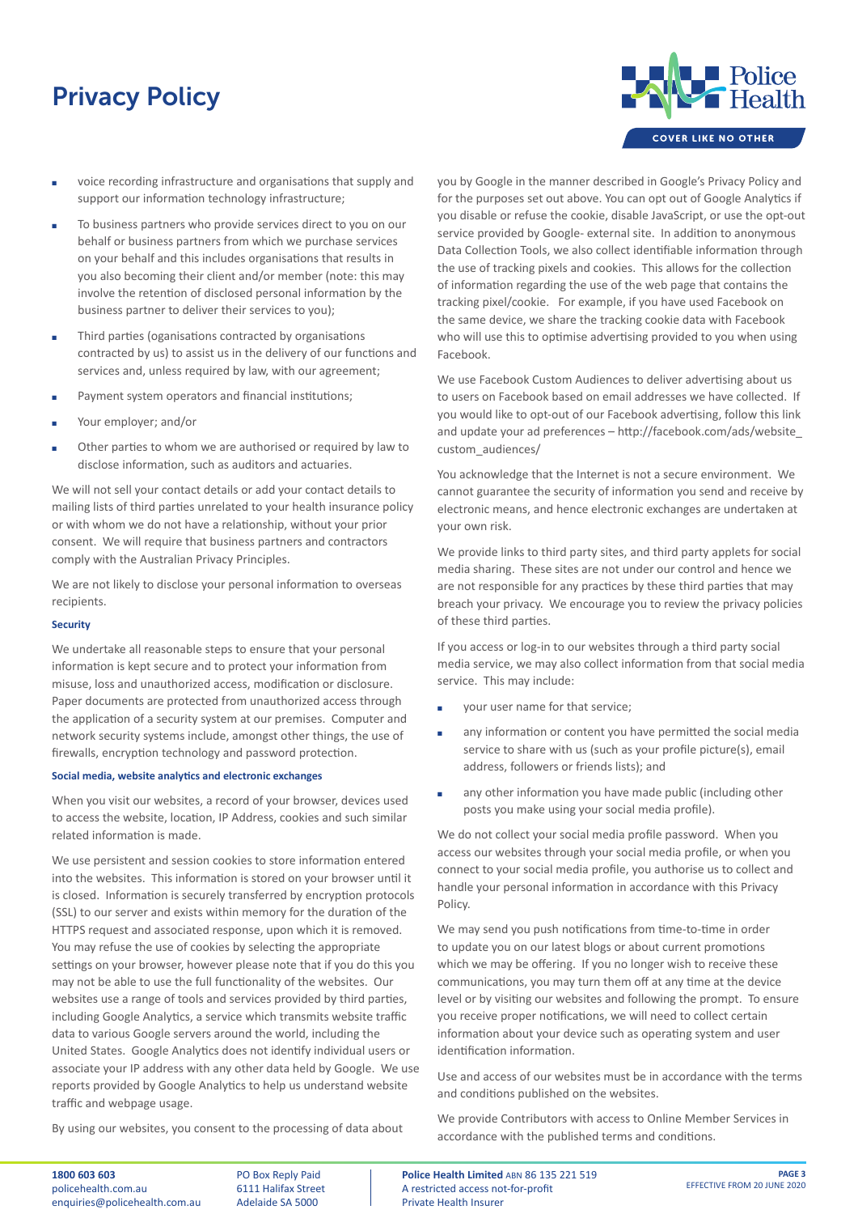- voice recording infrastructure and organisations that supply and support our information technology infrastructure;
- To business partners who provide services direct to you on our behalf or business partners from which we purchase services on your behalf and this includes organisations that results in you also becoming their client and/or member (note: this may involve the retention of disclosed personal information by the business partner to deliver their services to you);
- Third parties (organisations contracted by organisations contracted by us) to assist us in the delivery of our functions and services and, unless required by law, with our agreement;
- Payment system operators and financial institutions;
- Your employer; and/or
- Other parties to whom we are authorised or required by law to disclose information, such as auditors and actuaries.

We will not sell your contact details or add your contact details to mailing lists of third parties unrelated to your health insurance policy or with whom we do not have a relationship, without your prior consent. We will require that business partners and contractors comply with the Australian Privacy Principles.

We are not likely to disclose your personal information to overseas recipients.

#### Security

We undertake all reasonable steps to ensure that your personal information is kept secure and to protect your information from misuse, loss and unauthorized access, modification or disclosure. Paper documents are protected from unauthorized access through the application of a security system at our premises. Computer and network security systems include, amongst other things, the use of firewalls, encryption technology and password protection.

#### Social media, website analytics and electronic exchanges

When you visit our websites, a record of your browser, devices used to access the website, location, IP Address, cookies and such similar related information is made.

We use persistent and session cookies to store information entered into the websites. This information is stored on your browser until it is closed. Information is securely transferred by encryption protocols (SSL) to our server and exists within memory for the duration of the HTTPS request and associated response, upon which it is removed. You may refuse the use of cookies by selecting the appropriate settings on your browser, however please note that if you do this you may not be able to use the full functionality of the websites. Our websites use a range of tools and services provided by third parties, including Google Analytics, a service which transmits website traffic data to various Google servers around the world, including the United States. Google Analytics does not identify individual users or associate your IP address with any other data held by Google. We use reports provided by Google Analytics to help us understand website traffic and webpage usage.

By using our websites, you consent to the processing of data about you by Google in the manner described in Google's Privacy Policy and for the purposes set out above. You can opt out of Google Analytics if you disable or refuse the cookie, disable JavaScript, or use the opt-out service provided by Google- external site. In addition to anonymous Data Collection Tools, we also collect identifiable information through the use of tracking pixels and cookies. This allows for the collection of information regarding the use of the web page that contains the tracking pixel/cookie. For example, if you have used Facebook on the same device, we share the tracking cookie data with Facebook who will use this to optimise advertising provided to you when using Facebook.

We use Facebook Custom Audiences to deliver advertising about us to users on Facebook based on email addresses we have collected. If you would like to opt-out of our Facebook advertising, follow this link and update your ad preferences – http://facebook.com/ads/website_custom_audiences/

You acknowledge that the Internet is not a secure environment. We cannot guarantee the security of information you send and receive by electronic means, and hence electronic exchanges are undertaken at your own risk.

We provide links to third party sites, and third party applets for social media sharing. These sites are not under our control and hence we are not responsible for any practices by these third parties that may breach your privacy. We encourage you to review the privacy policies of these third parties.

If you access or log-in to our websites through a third party social media service, we may also collect information from that social media service. This may include:

- your user name for that service;
- any information or content you have permitted the social media service to share with us (such as your profile picture(s), email address, followers or friends lists); and
- any other information you have made public (including other posts you make using your social media profile).

We do not collect your social media profile password. When you access our websites through your social media profile, or when you connect to your social media profile, you authorise us to collect and handle your personal information in accordance with this Privacy Policy.

We may send you push notifications from time-to-time in order to update you on our latest blogs or about current promotions which we may be offering. If you no longer wish to receive these communications, you may turn them off at any time at the device level or by visiting our websites and following the prompt. To ensure you receive proper notifications, we will need to collect certain information about your device such as operating system and user identification information.

Use and access of our websites must be in accordance with the terms and conditions published on the websites.

We provide Contributors with access to Online Member Services in accordance with the published terms and conditions.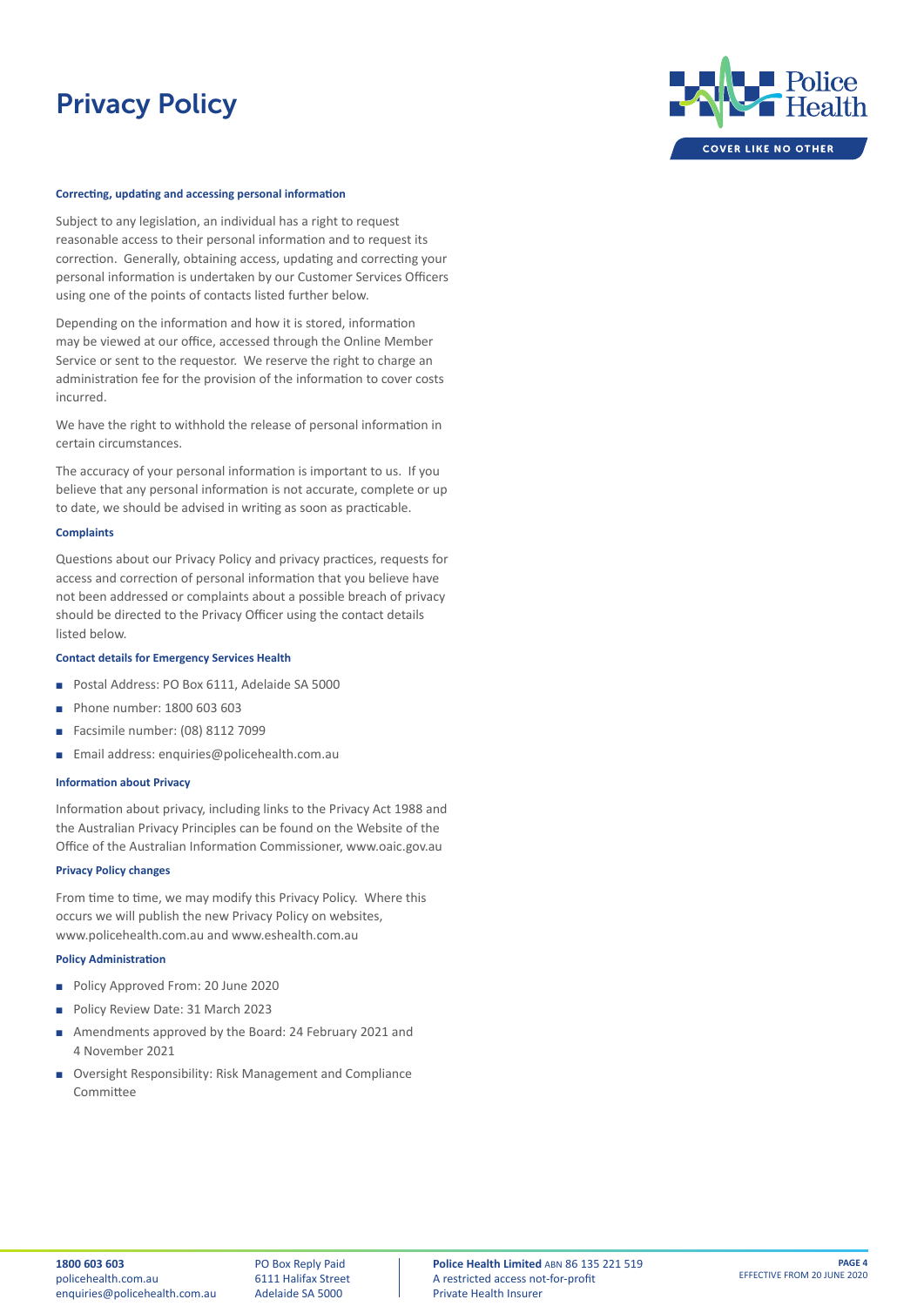# Privacy Policy

#### Correcting, updating and accessing personal information

Subject to any legislation, an individual has a right to request reasonable access to their personal information and to request its correction. Generally, obtaining access, updating and correcting your personal information is undertaken by our Customer Services Officers using one of the points of contacts listed further below.

Depending on the information and how it is stored, information may be viewed at our office, accessed through the Online Member Service or sent to the requestor. We reserve the right to charge an administration fee for the provision of the information to cover costs incurred.

We have the right to withhold the release of personal information in certain circumstances.

The accuracy of your personal information is important to us. If you believe that any personal information is not accurate, complete or up to date, we should be advised in writing as soon as practicable.

#### Complaints

Questions about our Privacy Policy and privacy practices, requests for access and correction of personal information that you believe have not been addressed or complaints about a possible breach of privacy should be directed to the Privacy Officer using the contact details listed below.

#### Contact details for Emergency Services Health

- Postal Address: PO Box 6111, Adelaide SA 5000
- Phone number: 1800 603 603
- Facsimile number: (08) 8112 7099
- Email address: enquiries@policehealth.com.au

#### Information about Privacy

Information about privacy, including links to the Privacy Act 1988 and the Australian Privacy Principles can be found on the Website of the Office of the Australian Information Commissioner, www.oaic.gov.au

#### Privacy Policy changes

From time to time, we may modify this Privacy Policy. Where this occurs we will publish the new Privacy Policy on websites, www.policehealth.com.au and www.eshealth.com.au

#### Policy Administration

- Policy Approved From: 20 June 2020
- Policy Review Date: 31 March 2023
- Amendments approved by the Board: 24 February 2021 and 4 November 2021
- Oversight Responsibility: Risk Management and Compliance Committee